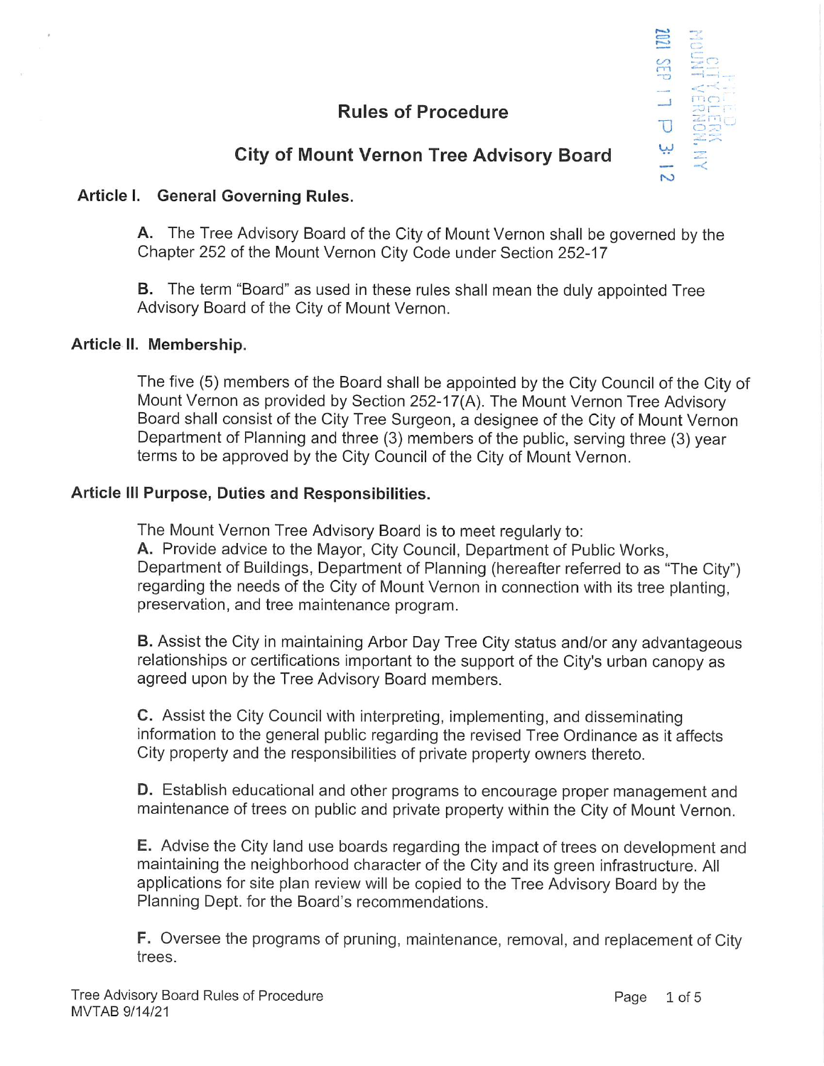# Rules of Procedure

## City of Mount Vernon Tree Advisory Board

### Article I. General Governing Rules.

**A.** The Tree Advisory Board of the City of Mount Vernon shall be governed by the Chapter 252 of the Mount Vernon City Code under Section 252-17

**B.** The term "Board" as used in these rules shall mean the duly appointed Tree Advisory Board of the City of Mount Vernon.

### Article II. Membership.

The five (5) members of the Board shall be appointed by the City Council of the City of Mount Vernon as provided by Section 252-17(A). The Mount Vernon Tree Advisory Board shall consist of the City Tree Surgeon, a designee of the City of Mount Vernon Department of Planning and three (3) members of the public, serving three (3) year terms to be approved by the City Council of the City of Mount Vernon.

### Article III Purpose, Duties and Responsibilities.

The Mount Vernon Tree Advisory Board is to meet regularly to:

**A.** Provide advice to the Mayor, City Council, Department of Public Works, Department of Buildings, Department of Planning (hereafter referred to as "The City") regarding the needs of the City of Mount Vernon in connection with its tree planting, preservation, and tree maintenance program.

**B.** Assist the City in maintaining Arbor Day Tree City status and/or any advantageous relationships or certifications important to the support of the City's urban canopy as agreed upon by the Tree Advisory Board members.

**C.** Assist the City Council with interpreting, implementing, and disseminating information to the general public regarding the revised Tree Ordinance as it affects City property and the responsibilities of private property owners thereto.

**D.** Establish educational and other programs to encourage proper management and maintenance of trees on public and private property within the City of Mount Vernon.

**E.** Advise the City land use boards regarding the impact of trees on development and maintaining the neighborhood character of the City and its green infrastructure. All applications for site plan review will be copied to the Tree Advisory Board by the Planning Dept. for the Board's recommendations.

**F.** Oversee the programs of pruning, maintenance, removal, and replacement of City trees.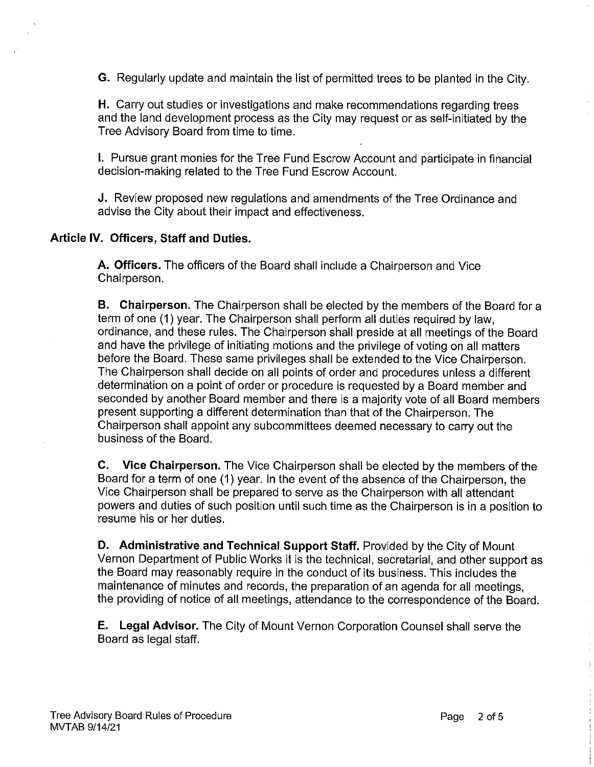**G.** Regularly update and maintain the list of permitted trees to be planted in the City.

**H.** Carry out studies or investigations and make recommendations regarding trees and the land development process as the City may request or as self-initiated by the Tree Advisory Board from time to time.

**I.** Pursue grant monies for the Tree Fund Escrow Account and participate in financial decision-making related to the Tree Fund Escrow Account.

**J.** Review proposed new regulations and amendments of the Tree Ordinance and advise the City about their impact and effectiveness.

## Article IV. Officers, Staff and Duties.

**A. Officers.** The officers of the Board shall include a Chairperson and Vice Chairperson.

**B. Chairperson.** The Chairperson shall be elected by the members of the Board for a term of one (1) year. The Chairperson shall perform all duties required by law, ordinance, and these rules. The Chairperson shall preside at all meetings of the Board and have the privilege of initiating motions and the privilege of voting on all matters before the Board. These same privileges shall be extended to the Vice Chairperson. The Chairperson shall decide on all points of order and procedures unless a different determination on a point of order or procedure is requested by a Board member and seconded by another Board member and there is a majority vote of all Board members present supporting a different determination than that of the Chairperson. The Chairperson shall appoint any subcommittees deemed necessary to carry out the business of the Board.

**C. Vice Chairperson.** The Vice Chairperson shall be elected by the members of the Board for a term of one (1) year. In the event of the absence of the Chairperson, the Vice Chairperson shall be prepared to serve as the Chairperson with all attendant powers and duties of such position until such time as the Chairperson is in a position to resume his or her duties.

**D. Administrative and Technical Support Staff.** Provided by the City of Mount Vernon Department of Public Works it is the technical, secretarial, and other support as the Board may reasonably require in the conduct of its business. This includes the maintenance of minutes and records, the preparation of an agenda for all meetings, the providing of notice of all meetings, attendance to the correspondence of the Board.

**E. Legal Advisor.** The City of Mount Vernon Corporation Counsel shall serve the Board as legal staff.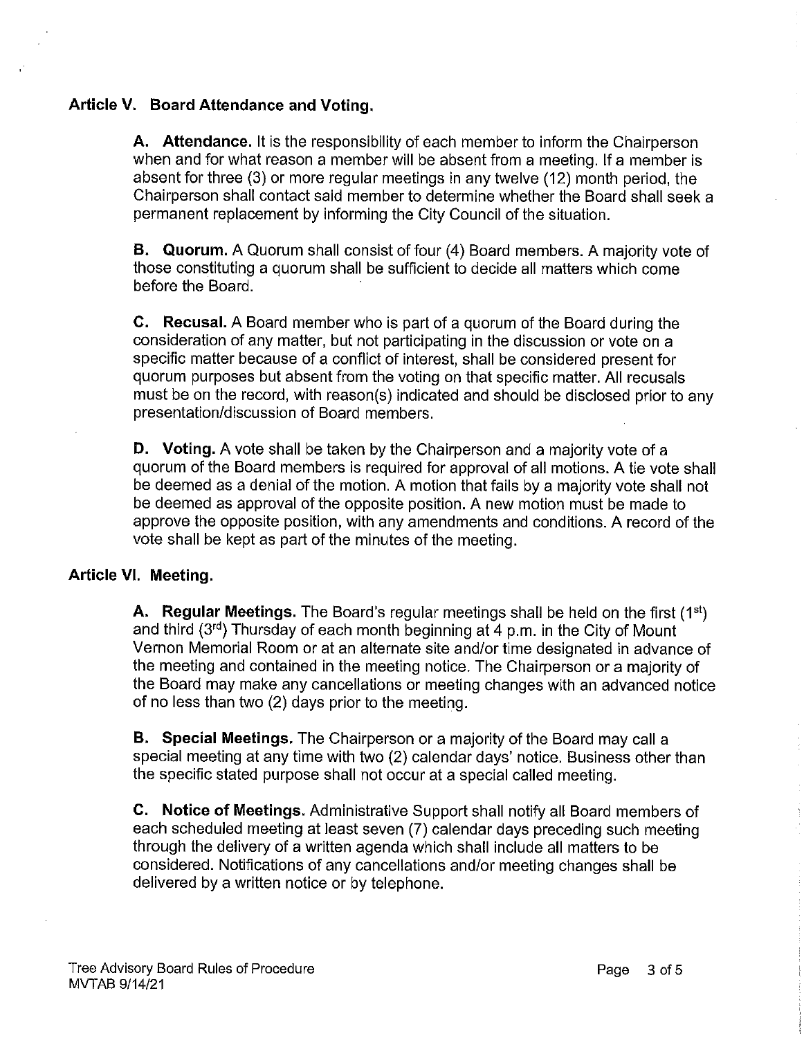## Article V. Board Attendance and Voting.

**A. Attendance.** It is the responsibility of each member to inform the Chairperson when and for what reason a member will be absent from a meeting. If a member is absent for three (3) or more regular meetings in any twelve (12) month period, the Chairperson shall contact said member to determine whether the Board shall seek a permanent replacement by informing the City Council of the situation.

**B. Quorum.** A Quorum shall consist of four (4) Board members. A majority vote of those constituting a quorum shall be sufficient to decide all matters which come before the Board.

**C. Recusal.** A Board member who is part of a quorum of the Board during the consideration of any matter, but not participating in the discussion or vote on a specific matter because of a conflict of interest, shall be considered present for quorum purposes but absent from the voting on that specific matter. All recusals must be on the record, with reason(s) indicated and should be disclosed prior to any presentation/discussion of Board members.

**D. Voting.** A vote shall be taken by the Chairperson and a majority vote of a quorum of the Board members is required for approval of all motions. A tie vote shall be deemed as a denial of the motion. A motion that fails by a majority vote shall not be deemed as approval of the opposite position. A new motion must be made to approve the opposite position, with any amendments and conditions. A record of the vote shall be kept as part of the minutes of the meeting.

## Article VI. Meeting.

**A. Regular Meetings.** The Board's regular meetings shall be held on the first (1st) and third (3rd) Thursday of each month beginning at 4 p.m. in the City of Mount Vernon Memorial Room or at an alternate site and/or time designated in advance of the meeting and contained in the meeting notice. The Chairperson or a majority of the Board may make any cancellations or meeting changes with an advanced notice of no less than two (2) days prior to the meeting.

**B. Special Meetings.** The Chairperson or a majority of the Board may call a special meeting at any time with two (2) calendar days' notice. Business other than the specific stated purpose shall not occur at a special called meeting.

**C. Notice of Meetings.** Administrative Support shall notify all Board members of each scheduled meeting at least seven (7) calendar days preceding such meeting through the delivery of a written agenda which shall include all matters to be considered. Notifications of any cancellations and/or meeting changes shall be delivered by a written notice or by telephone.

Tree Advisory Board Rules of Procedure
MVTAB 9/14/21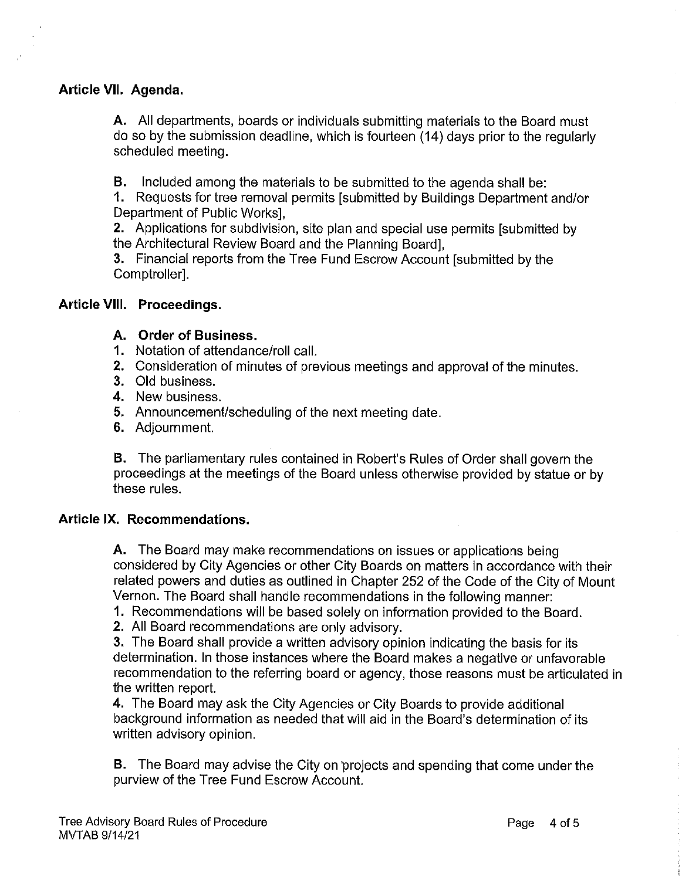## Article VII. Agenda.

**A.** All departments, boards or individuals submitting materials to the Board must do so by the submission deadline, which is fourteen (14) days prior to the regularly scheduled meeting.

**B.** Included among the materials to be submitted to the agenda shall be:

**1.** Requests for tree removal permits [submitted by Buildings Department and/or Department of Public Works],

**2.** Applications for subdivision, site plan and special use permits [submitted by the Architectural Review Board and the Planning Board],

**3.** Financial reports from the Tree Fund Escrow Account [submitted by the Comptroller].

## Article VIII. Proceedings.

### A. Order of Business.

1. Notation of attendance/roll call.
2. Consideration of minutes of previous meetings and approval of the minutes.
3. Old business.
4. New business.
5. Announcement/scheduling of the next meeting date.
6. Adjournment.

**B.** The parliamentary rules contained in Robert's Rules of Order shall govern the proceedings at the meetings of the Board unless otherwise provided by statue or by these rules.

## Article IX. Recommendations.

**A.** The Board may make recommendations on issues or applications being considered by City Agencies or other City Boards on matters in accordance with their related powers and duties as outlined in Chapter 252 of the Code of the City of Mount Vernon. The Board shall handle recommendations in the following manner:

**1.** Recommendations will be based solely on information provided to the Board.

**2.** All Board recommendations are only advisory.

**3.** The Board shall provide a written advisory opinion indicating the basis for its determination. In those instances where the Board makes a negative or unfavorable recommendation to the referring board or agency, those reasons must be articulated in the written report.

**4.** The Board may ask the City Agencies or City Boards to provide additional background information as needed that will aid in the Board's determination of its written advisory opinion.

**B.** The Board may advise the City on projects and spending that come under the purview of the Tree Fund Escrow Account.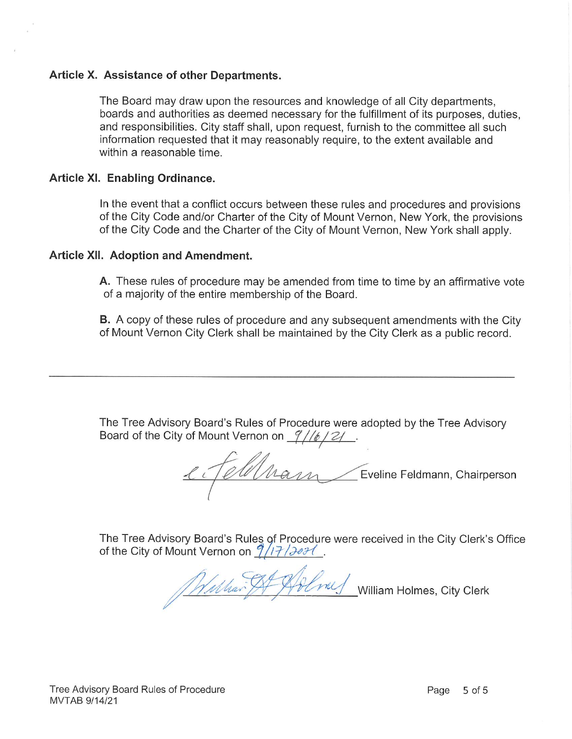### Article X. Assistance of other Departments.

The Board may draw upon the resources and knowledge of all City departments, boards and authorities as deemed necessary for the fulfillment of its purposes, duties, and responsibilities. City staff shall, upon request, furnish to the committee all such information requested that it may reasonably require, to the extent available and within a reasonable time.

### Article XI. Enabling Ordinance.

In the event that a conflict occurs between these rules and procedures and provisions of the City Code and/or Charter of the City of Mount Vernon, New York, the provisions of the City Code and the Charter of the City of Mount Vernon, New York shall apply.

### Article XII. Adoption and Amendment.

**A.** These rules of procedure may be amended from time to time by an affirmative vote of a majority of the entire membership of the Board.

**B.** A copy of these rules of procedure and any subsequent amendments with the City of Mount Vernon City Clerk shall be maintained by the City Clerk as a public record.

---

The Tree Advisory Board's Rules of Procedure were adopted by the Tree Advisory Board of the City of Mount Vernon on 9/16/21.

E. Feldmann Eveline Feldmann, Chairperson

The Tree Advisory Board's Rules of Procedure were received in the City Clerk's Office of the City of Mount Vernon on 9/17/2021.

William Holmes William Holmes, City Clerk

Tree Advisory Board Rules of Procedure
MVTAB 9/14/21